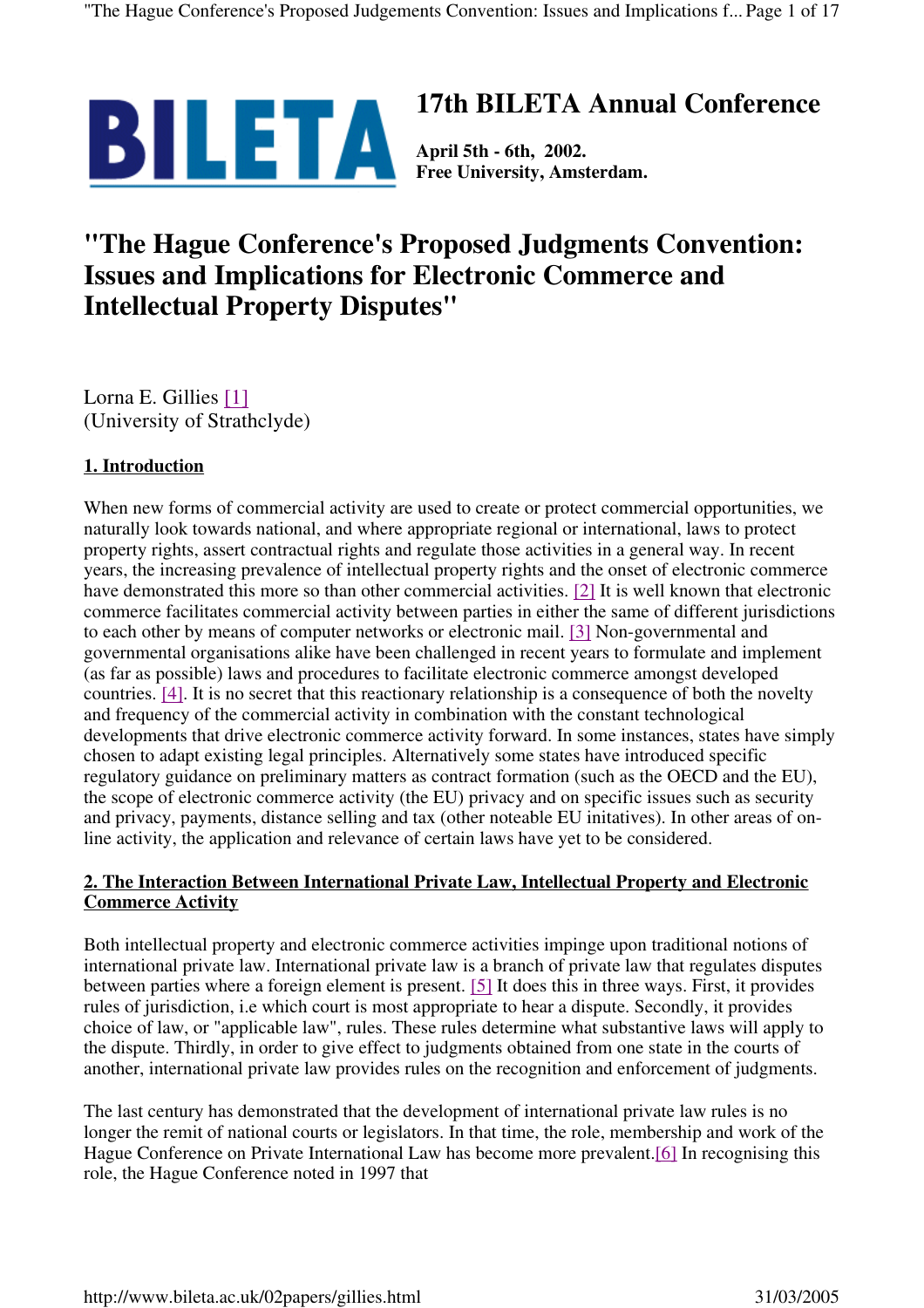BILETA

# 17th BILETA Annual Conference

**April 5th - 6th, 2002.**
**Free University, Amsterdam.**

# "The Hague Conference's Proposed Judgments Convention: Issues and Implications for Electronic Commerce and Intellectual Property Disputes"

Lorna E. Gillies [1]
(University of Strathclyde)

## 1. Introduction

When new forms of commercial activity are used to create or protect commercial opportunities, we naturally look towards national, and where appropriate regional or international, laws to protect property rights, assert contractual rights and regulate those activities in a general way. In recent years, the increasing prevalence of intellectual property rights and the onset of electronic commerce have demonstrated this more so than other commercial activities. [2] It is well known that electronic commerce facilitates commercial activity between parties in either the same of different jurisdictions to each other by means of computer networks or electronic mail. [3] Non-governmental and governmental organisations alike have been challenged in recent years to formulate and implement (as far as possible) laws and procedures to facilitate electronic commerce amongst developed countries. [4]. It is no secret that this reactionary relationship is a consequence of both the novelty and frequency of the commercial activity in combination with the constant technological developments that drive electronic commerce activity forward. In some instances, states have simply chosen to adapt existing legal principles. Alternatively some states have introduced specific regulatory guidance on preliminary matters as contract formation (such as the OECD and the EU), the scope of electronic commerce activity (the EU) privacy and on specific issues such as security and privacy, payments, distance selling and tax (other noteable EU initatives). In other areas of on-line activity, the application and relevance of certain laws have yet to be considered.

## 2. The Interaction Between International Private Law, Intellectual Property and Electronic Commerce Activity

Both intellectual property and electronic commerce activities impinge upon traditional notions of international private law. International private law is a branch of private law that regulates disputes between parties where a foreign element is present. [5] It does this in three ways. First, it provides rules of jurisdiction, i.e which court is most appropriate to hear a dispute. Secondly, it provides choice of law, or "applicable law", rules. These rules determine what substantive laws will apply to the dispute. Thirdly, in order to give effect to judgments obtained from one state in the courts of another, international private law provides rules on the recognition and enforcement of judgments.

The last century has demonstrated that the development of international private law rules is no longer the remit of national courts or legislators. In that time, the role, membership and work of the Hague Conference on Private International Law has become more prevalent.[6] In recognising this role, the Hague Conference noted in 1997 that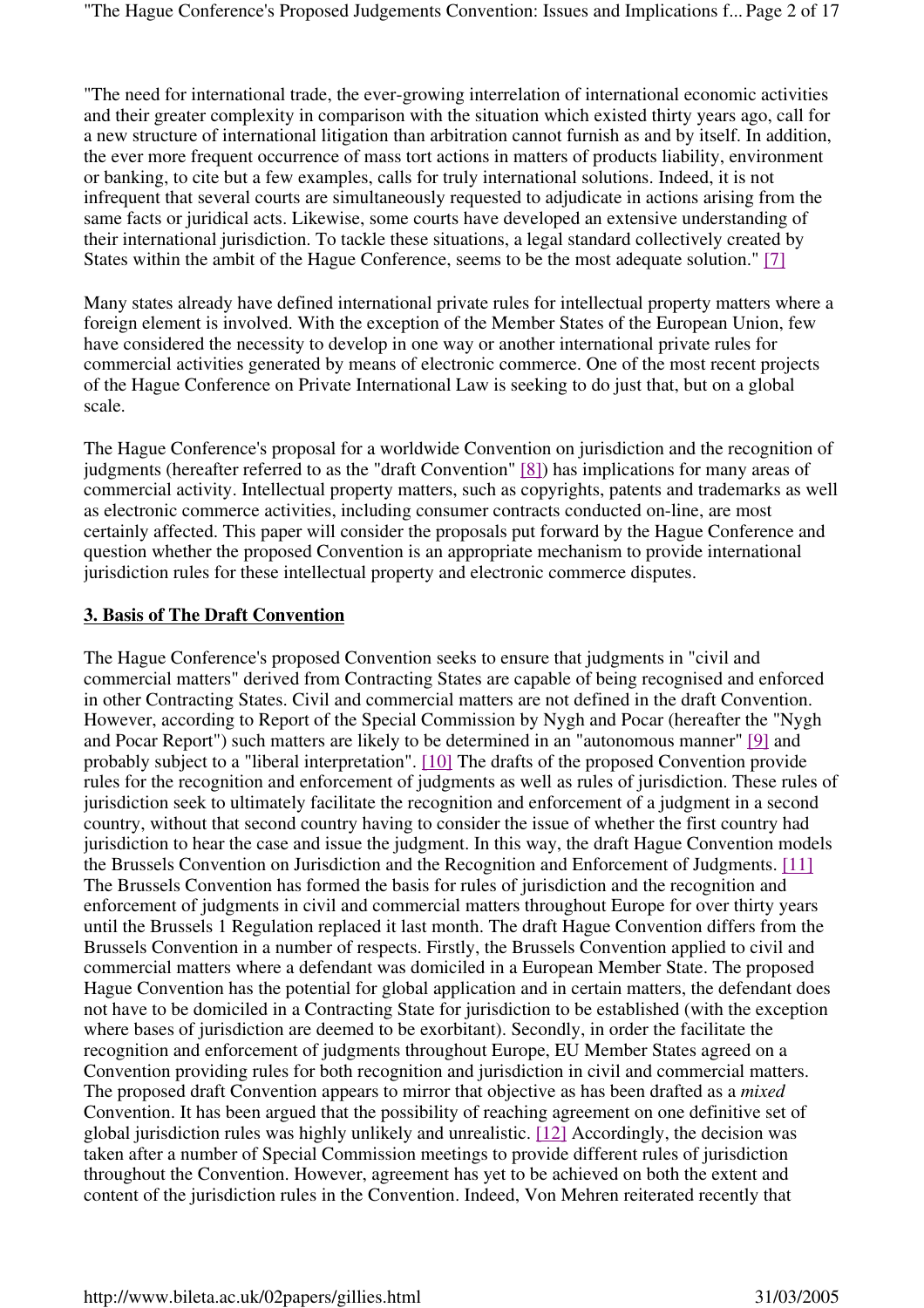"The need for international trade, the ever-growing interrelation of international economic activities and their greater complexity in comparison with the situation which existed thirty years ago, call for a new structure of international litigation than arbitration cannot furnish as and by itself. In addition, the ever more frequent occurrence of mass tort actions in matters of products liability, environment or banking, to cite but a few examples, calls for truly international solutions. Indeed, it is not infrequent that several courts are simultaneously requested to adjudicate in actions arising from the same facts or juridical acts. Likewise, some courts have developed an extensive understanding of their international jurisdiction. To tackle these situations, a legal standard collectively created by States within the ambit of the Hague Conference, seems to be the most adequate solution." [7]

Many states already have defined international private rules for intellectual property matters where a foreign element is involved. With the exception of the Member States of the European Union, few have considered the necessity to develop in one way or another international private rules for commercial activities generated by means of electronic commerce. One of the most recent projects of the Hague Conference on Private International Law is seeking to do just that, but on a global scale.

The Hague Conference's proposal for a worldwide Convention on jurisdiction and the recognition of judgments (hereafter referred to as the "draft Convention" [8]) has implications for many areas of commercial activity. Intellectual property matters, such as copyrights, patents and trademarks as well as electronic commerce activities, including consumer contracts conducted on-line, are most certainly affected. This paper will consider the proposals put forward by the Hague Conference and question whether the proposed Convention is an appropriate mechanism to provide international jurisdiction rules for these intellectual property and electronic commerce disputes.

## 3. Basis of The Draft Convention

The Hague Conference's proposed Convention seeks to ensure that judgments in "civil and commercial matters" derived from Contracting States are capable of being recognised and enforced in other Contracting States. Civil and commercial matters are not defined in the draft Convention. However, according to Report of the Special Commission by Nygh and Pocar (hereafter the "Nygh and Pocar Report") such matters are likely to be determined in an "autonomous manner" [9] and probably subject to a "liberal interpretation". [10] The drafts of the proposed Convention provide rules for the recognition and enforcement of judgments as well as rules of jurisdiction. These rules of jurisdiction seek to ultimately facilitate the recognition and enforcement of a judgment in a second country, without that second country having to consider the issue of whether the first country had jurisdiction to hear the case and issue the judgment. In this way, the draft Hague Convention models the Brussels Convention on Jurisdiction and the Recognition and Enforcement of Judgments. [11] The Brussels Convention has formed the basis for rules of jurisdiction and the recognition and enforcement of judgments in civil and commercial matters throughout Europe for over thirty years until the Brussels 1 Regulation replaced it last month. The draft Hague Convention differs from the Brussels Convention in a number of respects. Firstly, the Brussels Convention applied to civil and commercial matters where a defendant was domiciled in a European Member State. The proposed Hague Convention has the potential for global application and in certain matters, the defendant does not have to be domiciled in a Contracting State for jurisdiction to be established (with the exception where bases of jurisdiction are deemed to be exorbitant). Secondly, in order the facilitate the recognition and enforcement of judgments throughout Europe, EU Member States agreed on a Convention providing rules for both recognition and jurisdiction in civil and commercial matters. The proposed draft Convention appears to mirror that objective as has been drafted as a *mixed* Convention. It has been argued that the possibility of reaching agreement on one definitive set of global jurisdiction rules was highly unlikely and unrealistic. [12] Accordingly, the decision was taken after a number of Special Commission meetings to provide different rules of jurisdiction throughout the Convention. However, agreement has yet to be achieved on both the extent and content of the jurisdiction rules in the Convention. Indeed, Von Mehren reiterated recently that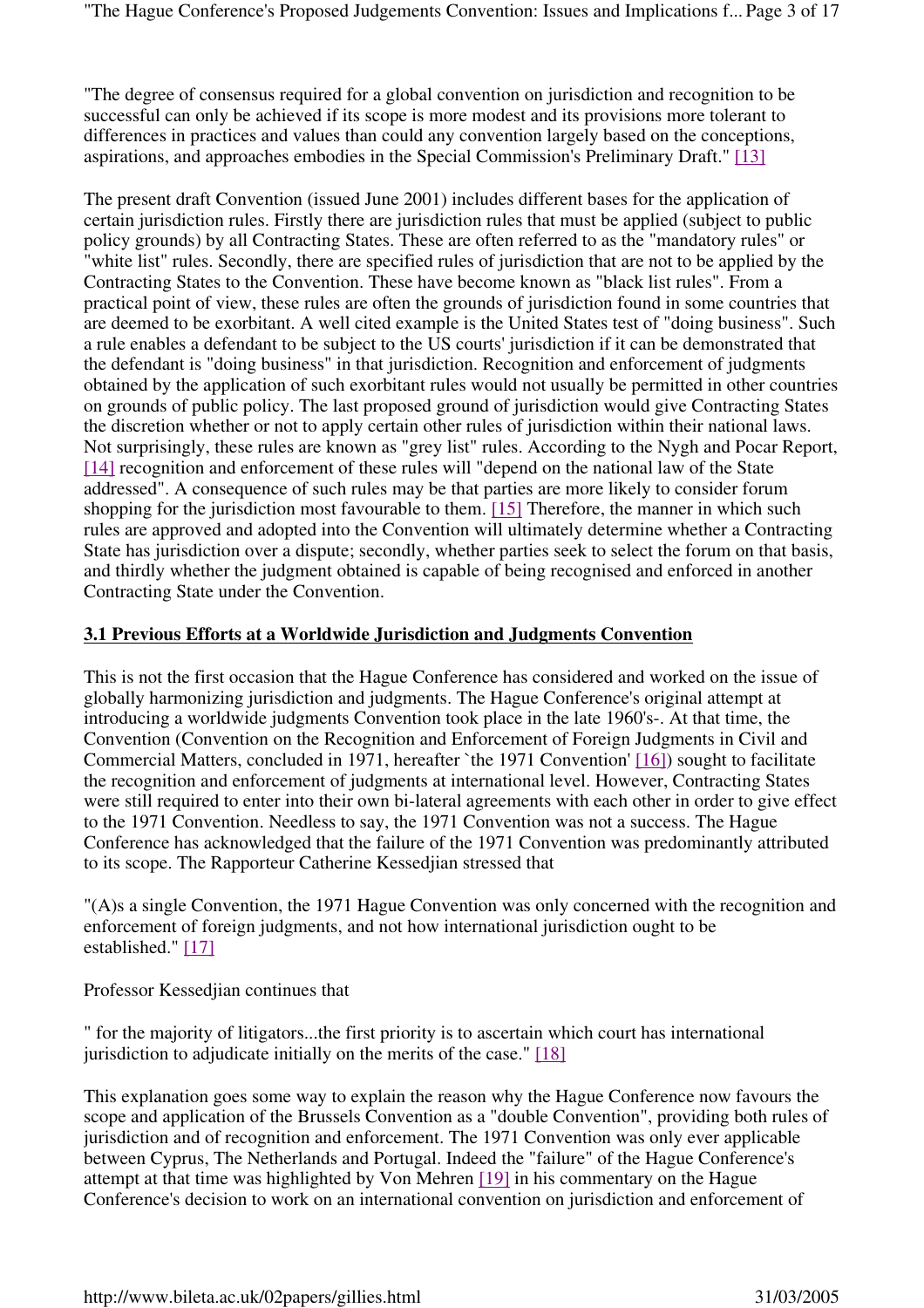"The degree of consensus required for a global convention on jurisdiction and recognition to be successful can only be achieved if its scope is more modest and its provisions more tolerant to differences in practices and values than could any convention largely based on the conceptions, aspirations, and approaches embodies in the Special Commission's Preliminary Draft." [13]

The present draft Convention (issued June 2001) includes different bases for the application of certain jurisdiction rules. Firstly there are jurisdiction rules that must be applied (subject to public policy grounds) by all Contracting States. These are often referred to as the "mandatory rules" or "white list" rules. Secondly, there are specified rules of jurisdiction that are not to be applied by the Contracting States to the Convention. These have become known as "black list rules". From a practical point of view, these rules are often the grounds of jurisdiction found in some countries that are deemed to be exorbitant. A well cited example is the United States test of "doing business". Such a rule enables a defendant to be subject to the US courts' jurisdiction if it can be demonstrated that the defendant is "doing business" in that jurisdiction. Recognition and enforcement of judgments obtained by the application of such exorbitant rules would not usually be permitted in other countries on grounds of public policy. The last proposed ground of jurisdiction would give Contracting States the discretion whether or not to apply certain other rules of jurisdiction within their national laws. Not surprisingly, these rules are known as "grey list" rules. According to the Nygh and Pocar Report, [14] recognition and enforcement of these rules will "depend on the national law of the State addressed". A consequence of such rules may be that parties are more likely to consider forum shopping for the jurisdiction most favourable to them. [15] Therefore, the manner in which such rules are approved and adopted into the Convention will ultimately determine whether a Contracting State has jurisdiction over a dispute; secondly, whether parties seek to select the forum on that basis, and thirdly whether the judgment obtained is capable of being recognised and enforced in another Contracting State under the Convention.

### 3.1 Previous Efforts at a Worldwide Jurisdiction and Judgments Convention

This is not the first occasion that the Hague Conference has considered and worked on the issue of globally harmonizing jurisdiction and judgments. The Hague Conference's original attempt at introducing a worldwide judgments Convention took place in the late 1960's-. At that time, the Convention (Convention on the Recognition and Enforcement of Foreign Judgments in Civil and Commercial Matters, concluded in 1971, hereafter `the 1971 Convention' [16]) sought to facilitate the recognition and enforcement of judgments at international level. However, Contracting States were still required to enter into their own bi-lateral agreements with each other in order to give effect to the 1971 Convention. Needless to say, the 1971 Convention was not a success. The Hague Conference has acknowledged that the failure of the 1971 Convention was predominantly attributed to its scope. The Rapporteur Catherine Kessedjian stressed that

"(A)s a single Convention, the 1971 Hague Convention was only concerned with the recognition and enforcement of foreign judgments, and not how international jurisdiction ought to be established." [17]

Professor Kessedjian continues that

" for the majority of litigators...the first priority is to ascertain which court has international jurisdiction to adjudicate initially on the merits of the case." [18]

This explanation goes some way to explain the reason why the Hague Conference now favours the scope and application of the Brussels Convention as a "double Convention", providing both rules of jurisdiction and of recognition and enforcement. The 1971 Convention was only ever applicable between Cyprus, The Netherlands and Portugal. Indeed the "failure" of the Hague Conference's attempt at that time was highlighted by Von Mehren [19] in his commentary on the Hague Conference's decision to work on an international convention on jurisdiction and enforcement of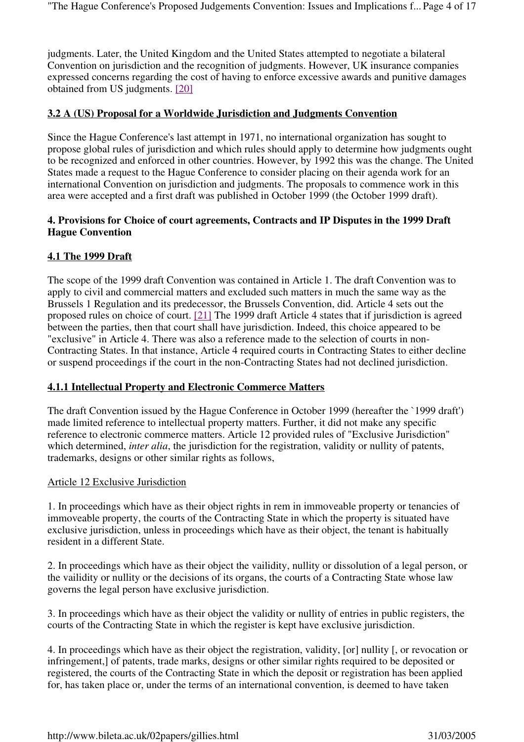judgments. Later, the United Kingdom and the United States attempted to negotiate a bilateral Convention on jurisdiction and the recognition of judgments. However, UK insurance companies expressed concerns regarding the cost of having to enforce excessive awards and punitive damages obtained from US judgments. [20]

### 3.2 A (US) Proposal for a Worldwide Jurisdiction and Judgments Convention

Since the Hague Conference's last attempt in 1971, no international organization has sought to propose global rules of jurisdiction and which rules should apply to determine how judgments ought to be recognized and enforced in other countries. However, by 1992 this was the change. The United States made a request to the Hague Conference to consider placing on their agenda work for an international Convention on jurisdiction and judgments. The proposals to commence work in this area were accepted and a first draft was published in October 1999 (the October 1999 draft).

## 4. Provisions for Choice of court agreements, Contracts and IP Disputes in the 1999 Draft Hague Convention

### 4.1 The 1999 Draft

The scope of the 1999 draft Convention was contained in Article 1. The draft Convention was to apply to civil and commercial matters and excluded such matters in much the same way as the Brussels 1 Regulation and its predecessor, the Brussels Convention, did. Article 4 sets out the proposed rules on choice of court. [21] The 1999 draft Article 4 states that if jurisdiction is agreed between the parties, then that court shall have jurisdiction. Indeed, this choice appeared to be "exclusive" in Article 4. There was also a reference made to the selection of courts in non-Contracting States. In that instance, Article 4 required courts in Contracting States to either decline or suspend proceedings if the court in the non-Contracting States had not declined jurisdiction.

#### 4.1.1 Intellectual Property and Electronic Commerce Matters

The draft Convention issued by the Hague Conference in October 1999 (hereafter the `1999 draft') made limited reference to intellectual property matters. Further, it did not make any specific reference to electronic commerce matters. Article 12 provided rules of "Exclusive Jurisdiction" which determined, *inter alia*, the jurisdiction for the registration, validity or nullity of patents, trademarks, designs or other similar rights as follows,

Article 12 Exclusive Jurisdiction

1. In proceedings which have as their object rights in rem in immoveable property or tenancies of immoveable property, the courts of the Contracting State in which the property is situated have exclusive jurisdiction, unless in proceedings which have as their object, the tenant is habitually resident in a different State.

2. In proceedings which have as their object the vailidity, nullity or dissolution of a legal person, or the vailidity or nullity or the decisions of its organs, the courts of a Contracting State whose law governs the legal person have exclusive jurisdiction.

3. In proceedings which have as their object the validity or nullity of entries in public registers, the courts of the Contracting State in which the register is kept have exclusive jurisdiction.

4. In proceedings which have as their object the registration, validity, [or] nullity [, or revocation or infringement,] of patents, trade marks, designs or other similar rights required to be deposited or registered, the courts of the Contracting State in which the deposit or registration has been applied for, has taken place or, under the terms of an international convention, is deemed to have taken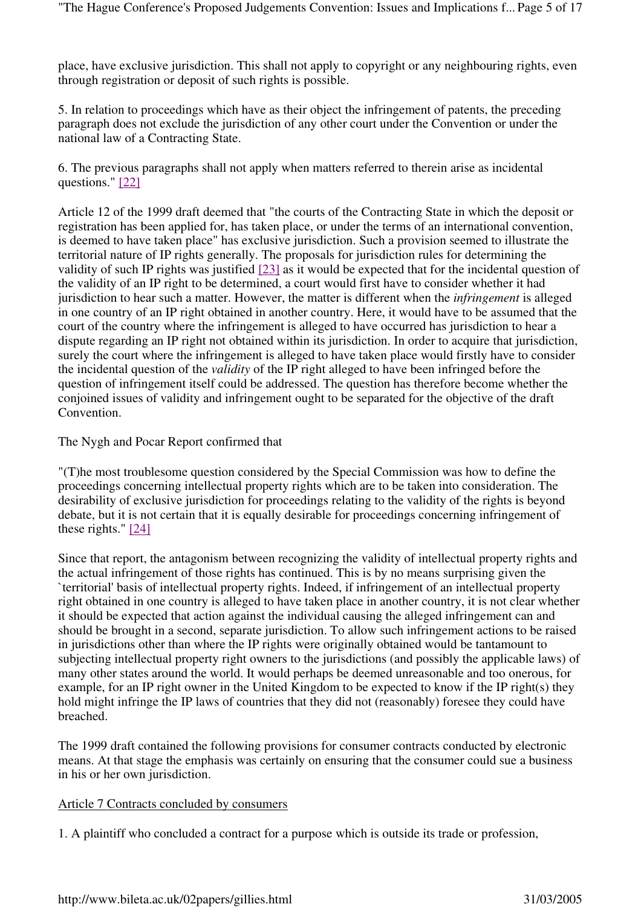place, have exclusive jurisdiction. This shall not apply to copyright or any neighbouring rights, even through registration or deposit of such rights is possible.

5. In relation to proceedings which have as their object the infringement of patents, the preceding paragraph does not exclude the jurisdiction of any other court under the Convention or under the national law of a Contracting State.

6. The previous paragraphs shall not apply when matters referred to therein arise as incidental questions." [22]

Article 12 of the 1999 draft deemed that "the courts of the Contracting State in which the deposit or registration has been applied for, has taken place, or under the terms of an international convention, is deemed to have taken place" has exclusive jurisdiction. Such a provision seemed to illustrate the territorial nature of IP rights generally. The proposals for jurisdiction rules for determining the validity of such IP rights was justified [23] as it would be expected that for the incidental question of the validity of an IP right to be determined, a court would first have to consider whether it had jurisdiction to hear such a matter. However, the matter is different when the *infringement* is alleged in one country of an IP right obtained in another country. Here, it would have to be assumed that the court of the country where the infringement is alleged to have occurred has jurisdiction to hear a dispute regarding an IP right not obtained within its jurisdiction. In order to acquire that jurisdiction, surely the court where the infringement is alleged to have taken place would firstly have to consider the incidental question of the *validity* of the IP right alleged to have been infringed before the question of infringement itself could be addressed. The question has therefore become whether the conjoined issues of validity and infringement ought to be separated for the objective of the draft Convention.

The Nygh and Pocar Report confirmed that

"(T)he most troublesome question considered by the Special Commission was how to define the proceedings concerning intellectual property rights which are to be taken into consideration. The desirability of exclusive jurisdiction for proceedings relating to the validity of the rights is beyond debate, but it is not certain that it is equally desirable for proceedings concerning infringement of these rights." [24]

Since that report, the antagonism between recognizing the validity of intellectual property rights and the actual infringement of those rights has continued. This is by no means surprising given the `territorial' basis of intellectual property rights. Indeed, if infringement of an intellectual property right obtained in one country is alleged to have taken place in another country, it is not clear whether it should be expected that action against the individual causing the alleged infringement can and should be brought in a second, separate jurisdiction. To allow such infringement actions to be raised in jurisdictions other than where the IP rights were originally obtained would be tantamount to subjecting intellectual property right owners to the jurisdictions (and possibly the applicable laws) of many other states around the world. It would perhaps be deemed unreasonable and too onerous, for example, for an IP right owner in the United Kingdom to be expected to know if the IP right(s) they hold might infringe the IP laws of countries that they did not (reasonably) foresee they could have breached.

The 1999 draft contained the following provisions for consumer contracts conducted by electronic means. At that stage the emphasis was certainly on ensuring that the consumer could sue a business in his or her own jurisdiction.

Article 7 Contracts concluded by consumers

1. A plaintiff who concluded a contract for a purpose which is outside its trade or profession,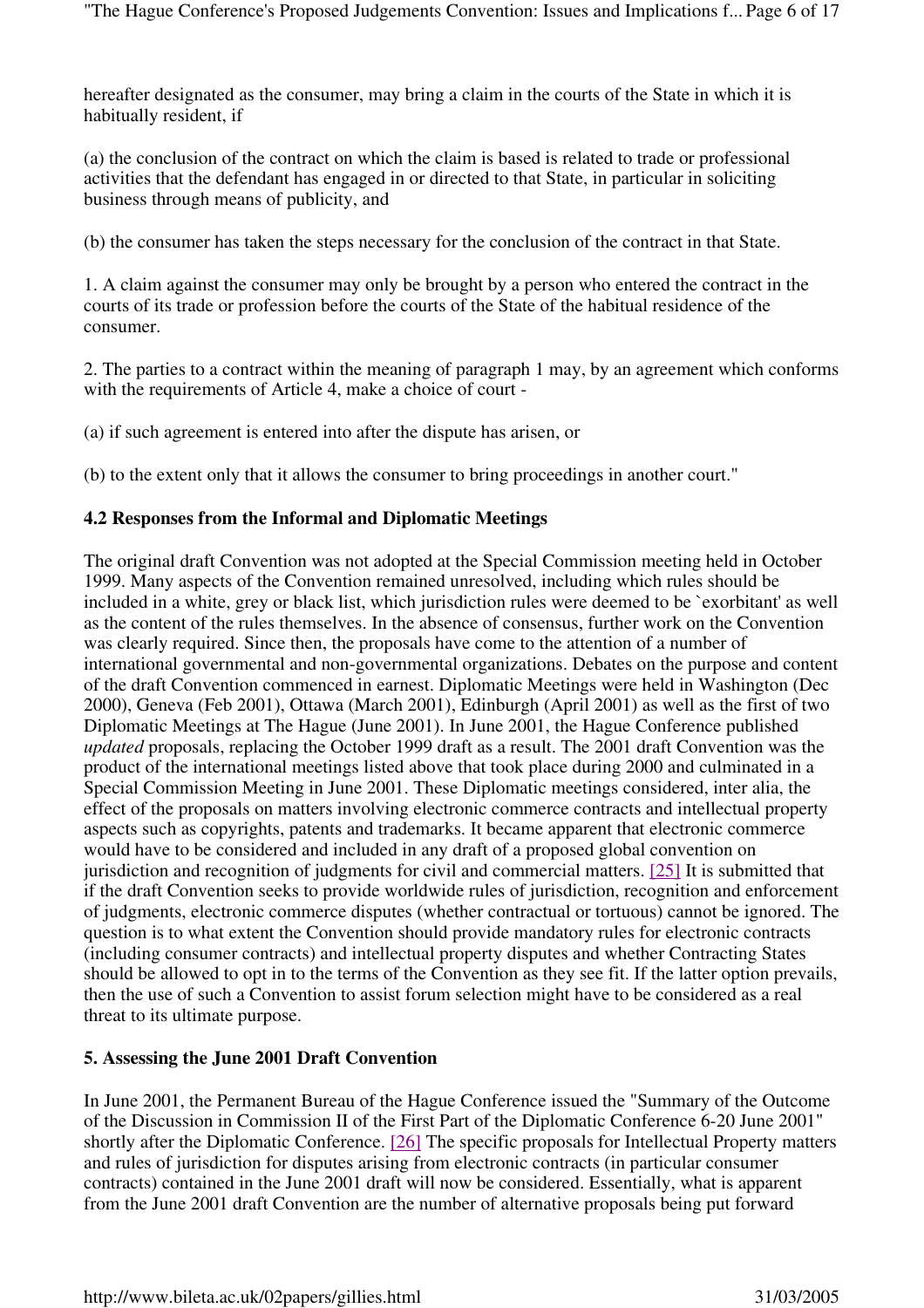hereafter designated as the consumer, may bring a claim in the courts of the State in which it is habitually resident, if

(a) the conclusion of the contract on which the claim is based is related to trade or professional activities that the defendant has engaged in or directed to that State, in particular in soliciting business through means of publicity, and

(b) the consumer has taken the steps necessary for the conclusion of the contract in that State.

1. A claim against the consumer may only be brought by a person who entered the contract in the courts of its trade or profession before the courts of the State of the habitual residence of the consumer.

2. The parties to a contract within the meaning of paragraph 1 may, by an agreement which conforms with the requirements of Article 4, make a choice of court -

(a) if such agreement is entered into after the dispute has arisen, or

(b) to the extent only that it allows the consumer to bring proceedings in another court."

### 4.2 Responses from the Informal and Diplomatic Meetings

The original draft Convention was not adopted at the Special Commission meeting held in October 1999. Many aspects of the Convention remained unresolved, including which rules should be included in a white, grey or black list, which jurisdiction rules were deemed to be `exorbitant' as well as the content of the rules themselves. In the absence of consensus, further work on the Convention was clearly required. Since then, the proposals have come to the attention of a number of international governmental and non-governmental organizations. Debates on the purpose and content of the draft Convention commenced in earnest. Diplomatic Meetings were held in Washington (Dec 2000), Geneva (Feb 2001), Ottawa (March 2001), Edinburgh (April 2001) as well as the first of two Diplomatic Meetings at The Hague (June 2001). In June 2001, the Hague Conference published *updated* proposals, replacing the October 1999 draft as a result. The 2001 draft Convention was the product of the international meetings listed above that took place during 2000 and culminated in a Special Commission Meeting in June 2001. These Diplomatic meetings considered, inter alia, the effect of the proposals on matters involving electronic commerce contracts and intellectual property aspects such as copyrights, patents and trademarks. It became apparent that electronic commerce would have to be considered and included in any draft of a proposed global convention on jurisdiction and recognition of judgments for civil and commercial matters. [25] It is submitted that if the draft Convention seeks to provide worldwide rules of jurisdiction, recognition and enforcement of judgments, electronic commerce disputes (whether contractual or tortuous) cannot be ignored. The question is to what extent the Convention should provide mandatory rules for electronic contracts (including consumer contracts) and intellectual property disputes and whether Contracting States should be allowed to opt in to the terms of the Convention as they see fit. If the latter option prevails, then the use of such a Convention to assist forum selection might have to be considered as a real threat to its ultimate purpose.

## 5. Assessing the June 2001 Draft Convention

In June 2001, the Permanent Bureau of the Hague Conference issued the "Summary of the Outcome of the Discussion in Commission II of the First Part of the Diplomatic Conference 6-20 June 2001" shortly after the Diplomatic Conference. [26] The specific proposals for Intellectual Property matters and rules of jurisdiction for disputes arising from electronic contracts (in particular consumer contracts) contained in the June 2001 draft will now be considered. Essentially, what is apparent from the June 2001 draft Convention are the number of alternative proposals being put forward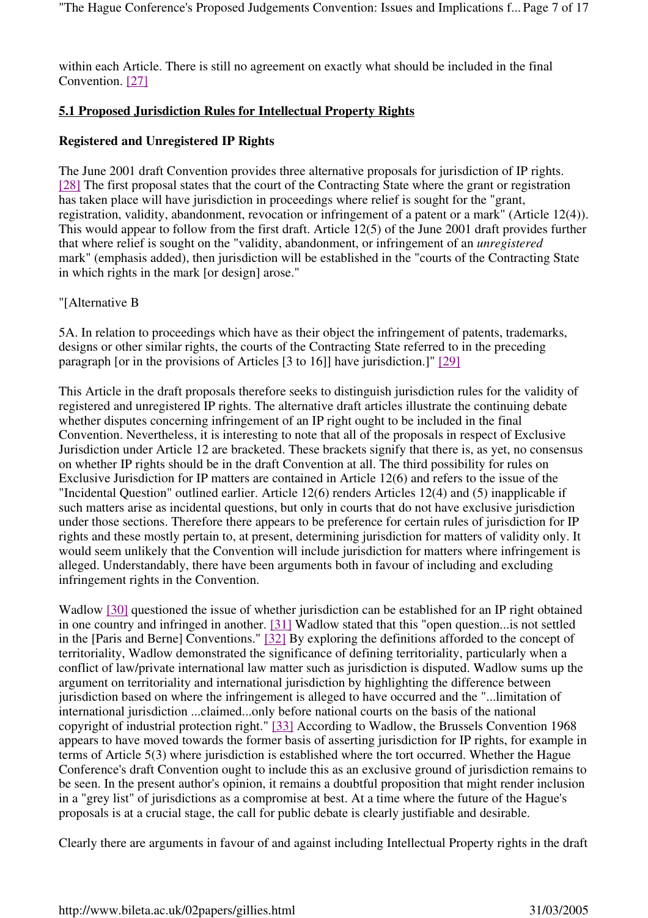within each Article. There is still no agreement on exactly what should be included in the final Convention. [27]

### 5.1 Proposed Jurisdiction Rules for Intellectual Property Rights

**Registered and Unregistered IP Rights**

The June 2001 draft Convention provides three alternative proposals for jurisdiction of IP rights. [28] The first proposal states that the court of the Contracting State where the grant or registration has taken place will have jurisdiction in proceedings where relief is sought for the "grant, registration, validity, abandonment, revocation or infringement of a patent or a mark" (Article 12(4)). This would appear to follow from the first draft. Article 12(5) of the June 2001 draft provides further that where relief is sought on the "validity, abandonment, or infringement of an *unregistered* mark" (emphasis added), then jurisdiction will be established in the "courts of the Contracting State in which rights in the mark [or design] arose."

"[Alternative B

5A. In relation to proceedings which have as their object the infringement of patents, trademarks, designs or other similar rights, the courts of the Contracting State referred to in the preceding paragraph [or in the provisions of Articles [3 to 16]] have jurisdiction.]" [29]

This Article in the draft proposals therefore seeks to distinguish jurisdiction rules for the validity of registered and unregistered IP rights. The alternative draft articles illustrate the continuing debate whether disputes concerning infringement of an IP right ought to be included in the final Convention. Nevertheless, it is interesting to note that all of the proposals in respect of Exclusive Jurisdiction under Article 12 are bracketed. These brackets signify that there is, as yet, no consensus on whether IP rights should be in the draft Convention at all. The third possibility for rules on Exclusive Jurisdiction for IP matters are contained in Article 12(6) and refers to the issue of the "Incidental Question" outlined earlier. Article 12(6) renders Articles 12(4) and (5) inapplicable if such matters arise as incidental questions, but only in courts that do not have exclusive jurisdiction under those sections. Therefore there appears to be preference for certain rules of jurisdiction for IP rights and these mostly pertain to, at present, determining jurisdiction for matters of validity only. It would seem unlikely that the Convention will include jurisdiction for matters where infringement is alleged. Understandably, there have been arguments both in favour of including and excluding infringement rights in the Convention.

Wadlow [30] questioned the issue of whether jurisdiction can be established for an IP right obtained in one country and infringed in another. [31] Wadlow stated that this "open question...is not settled in the [Paris and Berne] Conventions." [32] By exploring the definitions afforded to the concept of territoriality, Wadlow demonstrated the significance of defining territoriality, particularly when a conflict of law/private international law matter such as jurisdiction is disputed. Wadlow sums up the argument on territoriality and international jurisdiction by highlighting the difference between jurisdiction based on where the infringement is alleged to have occurred and the "...limitation of international jurisdiction ...claimed...only before national courts on the basis of the national copyright of industrial protection right." [33] According to Wadlow, the Brussels Convention 1968 appears to have moved towards the former basis of asserting jurisdiction for IP rights, for example in terms of Article 5(3) where jurisdiction is established where the tort occurred. Whether the Hague Conference's draft Convention ought to include this as an exclusive ground of jurisdiction remains to be seen. In the present author's opinion, it remains a doubtful proposition that might render inclusion in a "grey list" of jurisdictions as a compromise at best. At a time where the future of the Hague's proposals is at a crucial stage, the call for public debate is clearly justifiable and desirable.

Clearly there are arguments in favour of and against including Intellectual Property rights in the draft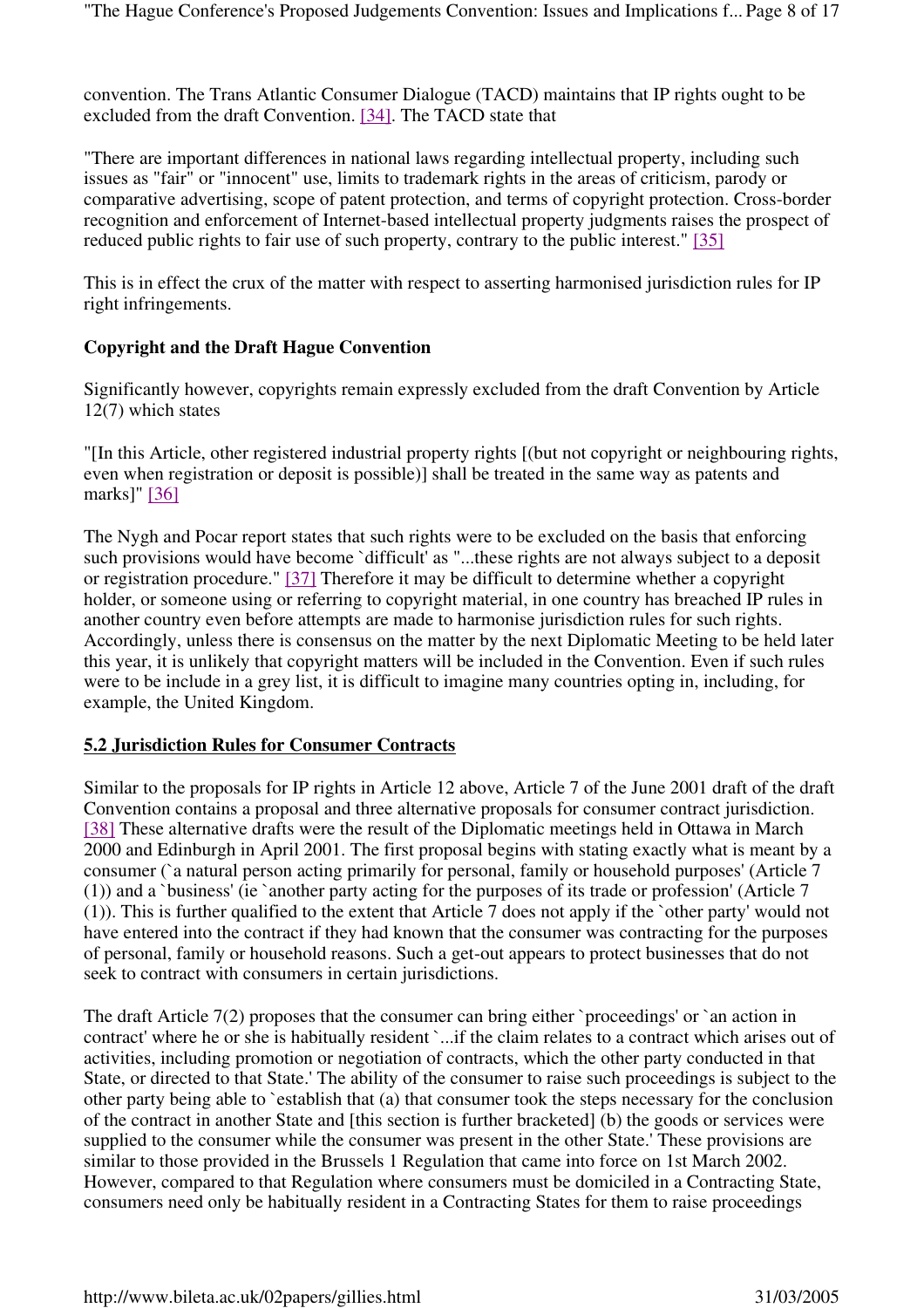convention. The Trans Atlantic Consumer Dialogue (TACD) maintains that IP rights ought to be excluded from the draft Convention. [34]. The TACD state that

"There are important differences in national laws regarding intellectual property, including such issues as "fair" or "innocent" use, limits to trademark rights in the areas of criticism, parody or comparative advertising, scope of patent protection, and terms of copyright protection. Cross-border recognition and enforcement of Internet-based intellectual property judgments raises the prospect of reduced public rights to fair use of such property, contrary to the public interest." [35]

This is in effect the crux of the matter with respect to asserting harmonised jurisdiction rules for IP right infringements.

**Copyright and the Draft Hague Convention**

Significantly however, copyrights remain expressly excluded from the draft Convention by Article 12(7) which states

"[In this Article, other registered industrial property rights [(but not copyright or neighbouring rights, even when registration or deposit is possible)] shall be treated in the same way as patents and marks]" [36]

The Nygh and Pocar report states that such rights were to be excluded on the basis that enforcing such provisions would have become `difficult' as "...these rights are not always subject to a deposit or registration procedure." [37] Therefore it may be difficult to determine whether a copyright holder, or someone using or referring to copyright material, in one country has breached IP rules in another country even before attempts are made to harmonise jurisdiction rules for such rights. Accordingly, unless there is consensus on the matter by the next Diplomatic Meeting to be held later this year, it is unlikely that copyright matters will be included in the Convention. Even if such rules were to be include in a grey list, it is difficult to imagine many countries opting in, including, for example, the United Kingdom.

## 5.2 Jurisdiction Rules for Consumer Contracts

Similar to the proposals for IP rights in Article 12 above, Article 7 of the June 2001 draft of the draft Convention contains a proposal and three alternative proposals for consumer contract jurisdiction. [38] These alternative drafts were the result of the Diplomatic meetings held in Ottawa in March 2000 and Edinburgh in April 2001. The first proposal begins with stating exactly what is meant by a consumer (`a natural person acting primarily for personal, family or household purposes' (Article 7 (1)) and a `business' (ie `another party acting for the purposes of its trade or profession' (Article 7 (1)). This is further qualified to the extent that Article 7 does not apply if the `other party' would not have entered into the contract if they had known that the consumer was contracting for the purposes of personal, family or household reasons. Such a get-out appears to protect businesses that do not seek to contract with consumers in certain jurisdictions.

The draft Article 7(2) proposes that the consumer can bring either `proceedings' or `an action in contract' where he or she is habitually resident `...if the claim relates to a contract which arises out of activities, including promotion or negotiation of contracts, which the other party conducted in that State, or directed to that State.' The ability of the consumer to raise such proceedings is subject to the other party being able to `establish that (a) that consumer took the steps necessary for the conclusion of the contract in another State and [this section is further bracketed] (b) the goods or services were supplied to the consumer while the consumer was present in the other State.' These provisions are similar to those provided in the Brussels 1 Regulation that came into force on 1st March 2002. However, compared to that Regulation where consumers must be domiciled in a Contracting State, consumers need only be habitually resident in a Contracting States for them to raise proceedings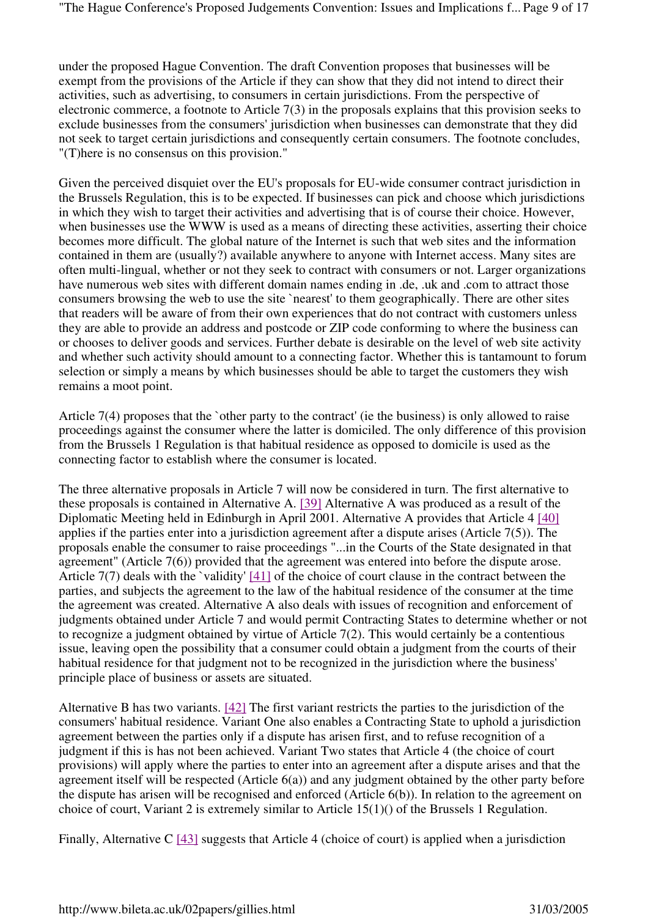under the proposed Hague Convention. The draft Convention proposes that businesses will be exempt from the provisions of the Article if they can show that they did not intend to direct their activities, such as advertising, to consumers in certain jurisdictions. From the perspective of electronic commerce, a footnote to Article 7(3) in the proposals explains that this provision seeks to exclude businesses from the consumers' jurisdiction when businesses can demonstrate that they did not seek to target certain jurisdictions and consequently certain consumers. The footnote concludes, "(T)here is no consensus on this provision."

Given the perceived disquiet over the EU's proposals for EU-wide consumer contract jurisdiction in the Brussels Regulation, this is to be expected. If businesses can pick and choose which jurisdictions in which they wish to target their activities and advertising that is of course their choice. However, when businesses use the WWW is used as a means of directing these activities, asserting their choice becomes more difficult. The global nature of the Internet is such that web sites and the information contained in them are (usually?) available anywhere to anyone with Internet access. Many sites are often multi-lingual, whether or not they seek to contract with consumers or not. Larger organizations have numerous web sites with different domain names ending in .de, .uk and .com to attract those consumers browsing the web to use the site `nearest' to them geographically. There are other sites that readers will be aware of from their own experiences that do not contract with customers unless they are able to provide an address and postcode or ZIP code conforming to where the business can or chooses to deliver goods and services. Further debate is desirable on the level of web site activity and whether such activity should amount to a connecting factor. Whether this is tantamount to forum selection or simply a means by which businesses should be able to target the customers they wish remains a moot point.

Article 7(4) proposes that the `other party to the contract' (ie the business) is only allowed to raise proceedings against the consumer where the latter is domiciled. The only difference of this provision from the Brussels 1 Regulation is that habitual residence as opposed to domicile is used as the connecting factor to establish where the consumer is located.

The three alternative proposals in Article 7 will now be considered in turn. The first alternative to these proposals is contained in Alternative A. [39] Alternative A was produced as a result of the Diplomatic Meeting held in Edinburgh in April 2001. Alternative A provides that Article 4 [40] applies if the parties enter into a jurisdiction agreement after a dispute arises (Article 7(5)). The proposals enable the consumer to raise proceedings "...in the Courts of the State designated in that agreement" (Article 7(6)) provided that the agreement was entered into before the dispute arose. Article 7(7) deals with the `validity' [41] of the choice of court clause in the contract between the parties, and subjects the agreement to the law of the habitual residence of the consumer at the time the agreement was created. Alternative A also deals with issues of recognition and enforcement of judgments obtained under Article 7 and would permit Contracting States to determine whether or not to recognize a judgment obtained by virtue of Article 7(2). This would certainly be a contentious issue, leaving open the possibility that a consumer could obtain a judgment from the courts of their habitual residence for that judgment not to be recognized in the jurisdiction where the business' principle place of business or assets are situated.

Alternative B has two variants. [42] The first variant restricts the parties to the jurisdiction of the consumers' habitual residence. Variant One also enables a Contracting State to uphold a jurisdiction agreement between the parties only if a dispute has arisen first, and to refuse recognition of a judgment if this is has not been achieved. Variant Two states that Article 4 (the choice of court provisions) will apply where the parties to enter into an agreement after a dispute arises and that the agreement itself will be respected (Article 6(a)) and any judgment obtained by the other party before the dispute has arisen will be recognised and enforced (Article 6(b)). In relation to the agreement on choice of court, Variant 2 is extremely similar to Article 15(1)() of the Brussels 1 Regulation.

Finally, Alternative C [43] suggests that Article 4 (choice of court) is applied when a jurisdiction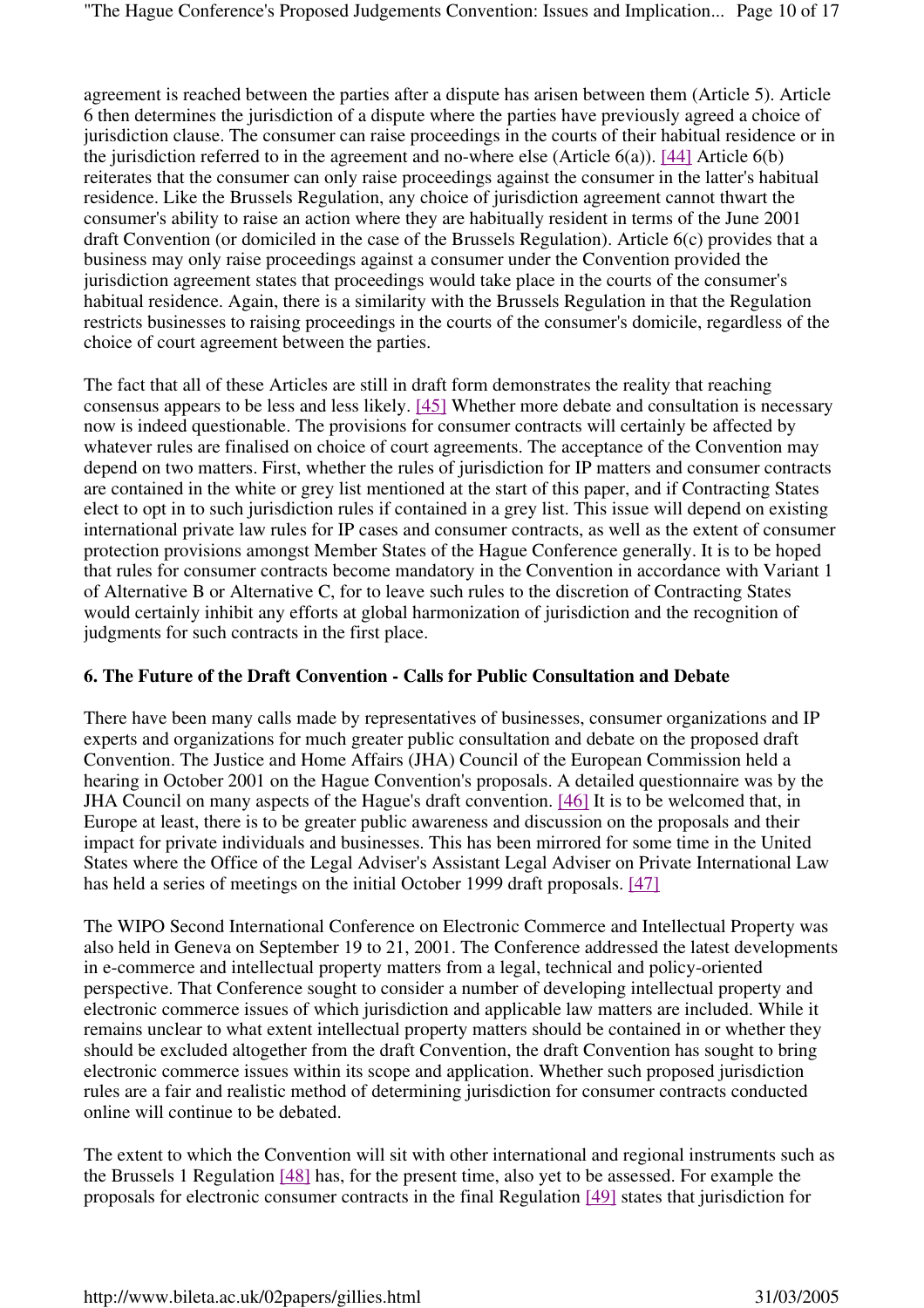agreement is reached between the parties after a dispute has arisen between them (Article 5). Article 6 then determines the jurisdiction of a dispute where the parties have previously agreed a choice of jurisdiction clause. The consumer can raise proceedings in the courts of their habitual residence or in the jurisdiction referred to in the agreement and no-where else (Article 6(a)). [44] Article 6(b) reiterates that the consumer can only raise proceedings against the consumer in the latter's habitual residence. Like the Brussels Regulation, any choice of jurisdiction agreement cannot thwart the consumer's ability to raise an action where they are habitually resident in terms of the June 2001 draft Convention (or domiciled in the case of the Brussels Regulation). Article 6(c) provides that a business may only raise proceedings against a consumer under the Convention provided the jurisdiction agreement states that proceedings would take place in the courts of the consumer's habitual residence. Again, there is a similarity with the Brussels Regulation in that the Regulation restricts businesses to raising proceedings in the courts of the consumer's domicile, regardless of the choice of court agreement between the parties.

The fact that all of these Articles are still in draft form demonstrates the reality that reaching consensus appears to be less and less likely. [45] Whether more debate and consultation is necessary now is indeed questionable. The provisions for consumer contracts will certainly be affected by whatever rules are finalised on choice of court agreements. The acceptance of the Convention may depend on two matters. First, whether the rules of jurisdiction for IP matters and consumer contracts are contained in the white or grey list mentioned at the start of this paper, and if Contracting States elect to opt in to such jurisdiction rules if contained in a grey list. This issue will depend on existing international private law rules for IP cases and consumer contracts, as well as the extent of consumer protection provisions amongst Member States of the Hague Conference generally. It is to be hoped that rules for consumer contracts become mandatory in the Convention in accordance with Variant 1 of Alternative B or Alternative C, for to leave such rules to the discretion of Contracting States would certainly inhibit any efforts at global harmonization of jurisdiction and the recognition of judgments for such contracts in the first place.

## 6. The Future of the Draft Convention - Calls for Public Consultation and Debate

There have been many calls made by representatives of businesses, consumer organizations and IP experts and organizations for much greater public consultation and debate on the proposed draft Convention. The Justice and Home Affairs (JHA) Council of the European Commission held a hearing in October 2001 on the Hague Convention's proposals. A detailed questionnaire was by the JHA Council on many aspects of the Hague's draft convention. [46] It is to be welcomed that, in Europe at least, there is to be greater public awareness and discussion on the proposals and their impact for private individuals and businesses. This has been mirrored for some time in the United States where the Office of the Legal Adviser's Assistant Legal Adviser on Private International Law has held a series of meetings on the initial October 1999 draft proposals. [47]

The WIPO Second International Conference on Electronic Commerce and Intellectual Property was also held in Geneva on September 19 to 21, 2001. The Conference addressed the latest developments in e-commerce and intellectual property matters from a legal, technical and policy-oriented perspective. That Conference sought to consider a number of developing intellectual property and electronic commerce issues of which jurisdiction and applicable law matters are included. While it remains unclear to what extent intellectual property matters should be contained in or whether they should be excluded altogether from the draft Convention, the draft Convention has sought to bring electronic commerce issues within its scope and application. Whether such proposed jurisdiction rules are a fair and realistic method of determining jurisdiction for consumer contracts conducted online will continue to be debated.

The extent to which the Convention will sit with other international and regional instruments such as the Brussels 1 Regulation [48] has, for the present time, also yet to be assessed. For example the proposals for electronic consumer contracts in the final Regulation [49] states that jurisdiction for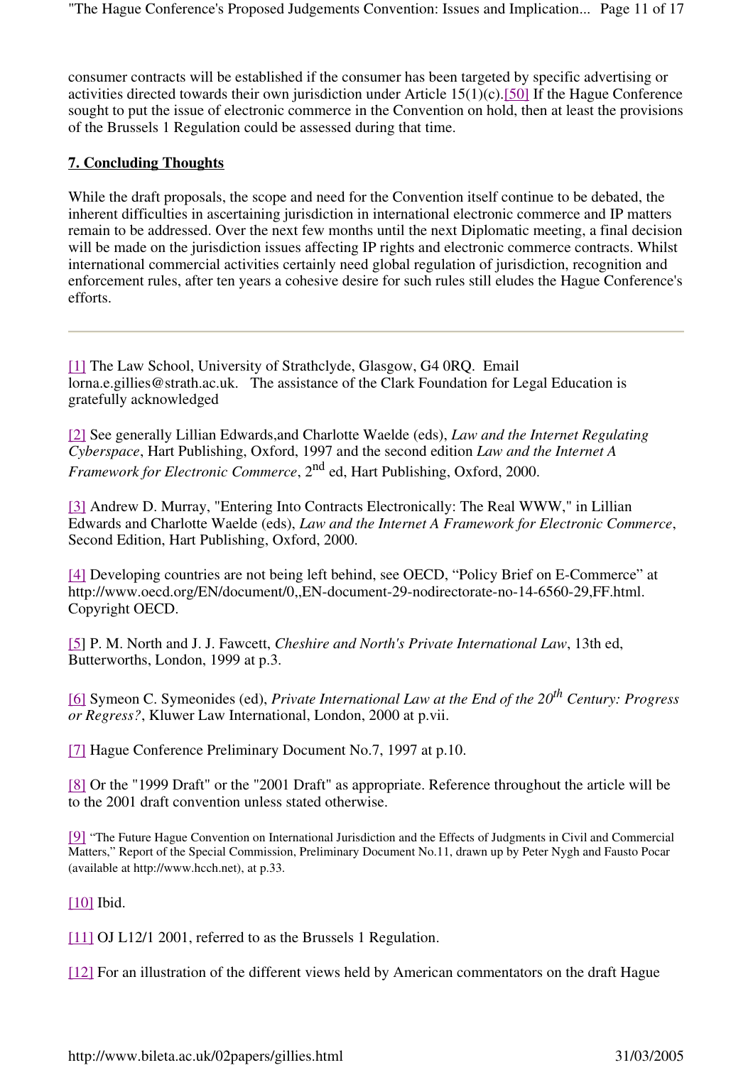consumer contracts will be established if the consumer has been targeted by specific advertising or activities directed towards their own jurisdiction under Article 15(1)(c).[50] If the Hague Conference sought to put the issue of electronic commerce in the Convention on hold, then at least the provisions of the Brussels 1 Regulation could be assessed during that time.

## **7. Concluding Thoughts**

While the draft proposals, the scope and need for the Convention itself continue to be debated, the inherent difficulties in ascertaining jurisdiction in international electronic commerce and IP matters remain to be addressed. Over the next few months until the next Diplomatic meeting, a final decision will be made on the jurisdiction issues affecting IP rights and electronic commerce contracts. Whilst international commercial activities certainly need global regulation of jurisdiction, recognition and enforcement rules, after ten years a cohesive desire for such rules still eludes the Hague Conference's efforts.

---

[1] The Law School, University of Strathclyde, Glasgow, G4 0RQ. Email lorna.e.gillies@strath.ac.uk. The assistance of the Clark Foundation for Legal Education is gratefully acknowledged

[2] See generally Lillian Edwards,and Charlotte Waelde (eds), *Law and the Internet Regulating Cyberspace*, Hart Publishing, Oxford, 1997 and the second edition *Law and the Internet A Framework for Electronic Commerce*, 2nd ed, Hart Publishing, Oxford, 2000.

[3] Andrew D. Murray, "Entering Into Contracts Electronically: The Real WWW," in Lillian Edwards and Charlotte Waelde (eds), *Law and the Internet A Framework for Electronic Commerce*, Second Edition, Hart Publishing, Oxford, 2000.

[4] Developing countries are not being left behind, see OECD, "Policy Brief on E-Commerce" at http://www.oecd.org/EN/document/0,,EN-document-29-nodirectorate-no-14-6560-29,FF.html. Copyright OECD.

[5] P. M. North and J. J. Fawcett, *Cheshire and North's Private International Law*, 13th ed, Butterworths, London, 1999 at p.3.

[6] Symeon C. Symeonides (ed), *Private International Law at the End of the 20th Century: Progress or Regress?*, Kluwer Law International, London, 2000 at p.vii.

[7] Hague Conference Preliminary Document No.7, 1997 at p.10.

[8] Or the "1999 Draft" or the "2001 Draft" as appropriate. Reference throughout the article will be to the 2001 draft convention unless stated otherwise.

[9] "The Future Hague Convention on International Jurisdiction and the Effects of Judgments in Civil and Commercial Matters," Report of the Special Commission, Preliminary Document No.11, drawn up by Peter Nygh and Fausto Pocar (available at http://www.hcch.net), at p.33.

[10] Ibid.

[11] OJ L12/1 2001, referred to as the Brussels 1 Regulation.

[12] For an illustration of the different views held by American commentators on the draft Hague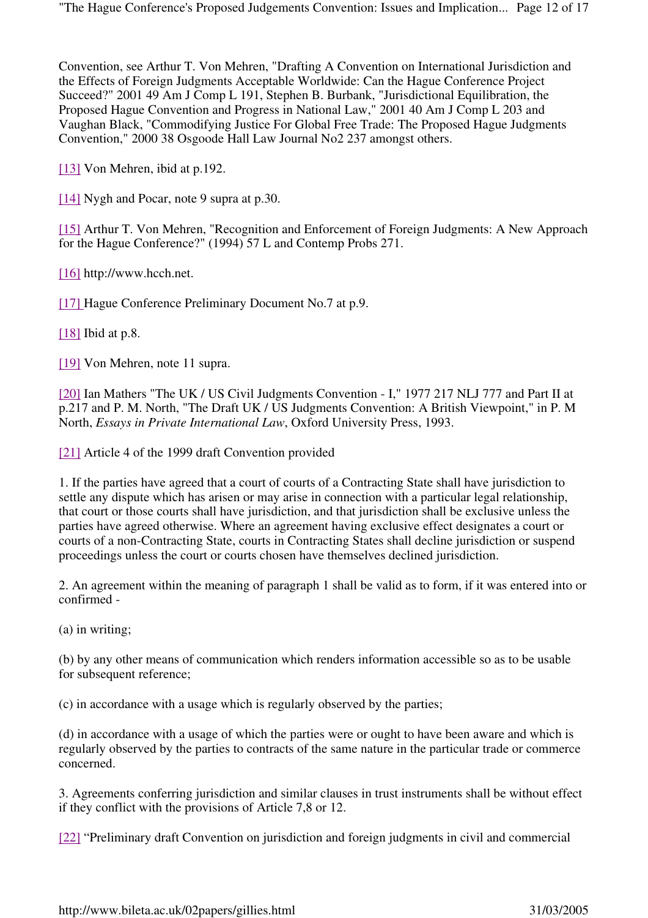Convention, see Arthur T. Von Mehren, "Drafting A Convention on International Jurisdiction and the Effects of Foreign Judgments Acceptable Worldwide: Can the Hague Conference Project Succeed?" 2001 49 Am J Comp L 191, Stephen B. Burbank, "Jurisdictional Equilibration, the Proposed Hague Convention and Progress in National Law," 2001 40 Am J Comp L 203 and Vaughan Black, "Commodifying Justice For Global Free Trade: The Proposed Hague Judgments Convention," 2000 38 Osgoode Hall Law Journal No2 237 amongst others.

[13] Von Mehren, ibid at p.192.

[14] Nygh and Pocar, note 9 supra at p.30.

[15] Arthur T. Von Mehren, "Recognition and Enforcement of Foreign Judgments: A New Approach for the Hague Conference?" (1994) 57 L and Contemp Probs 271.

[16] http://www.hcch.net.

[17] Hague Conference Preliminary Document No.7 at p.9.

[18] Ibid at p.8.

[19] Von Mehren, note 11 supra.

[20] Ian Mathers "The UK / US Civil Judgments Convention - I," 1977 217 NLJ 777 and Part II at p.217 and P. M. North, "The Draft UK / US Judgments Convention: A British Viewpoint," in P. M North, *Essays in Private International Law*, Oxford University Press, 1993.

[21] Article 4 of the 1999 draft Convention provided

1. If the parties have agreed that a court of courts of a Contracting State shall have jurisdiction to settle any dispute which has arisen or may arise in connection with a particular legal relationship, that court or those courts shall have jurisdiction, and that jurisdiction shall be exclusive unless the parties have agreed otherwise. Where an agreement having exclusive effect designates a court or courts of a non-Contracting State, courts in Contracting States shall decline jurisdiction or suspend proceedings unless the court or courts chosen have themselves declined jurisdiction.

2. An agreement within the meaning of paragraph 1 shall be valid as to form, if it was entered into or confirmed -

(a) in writing;

(b) by any other means of communication which renders information accessible so as to be usable for subsequent reference;

(c) in accordance with a usage which is regularly observed by the parties;

(d) in accordance with a usage of which the parties were or ought to have been aware and which is regularly observed by the parties to contracts of the same nature in the particular trade or commerce concerned.

3. Agreements conferring jurisdiction and similar clauses in trust instruments shall be without effect if they conflict with the provisions of Article 7,8 or 12.

[22] "Preliminary draft Convention on jurisdiction and foreign judgments in civil and commercial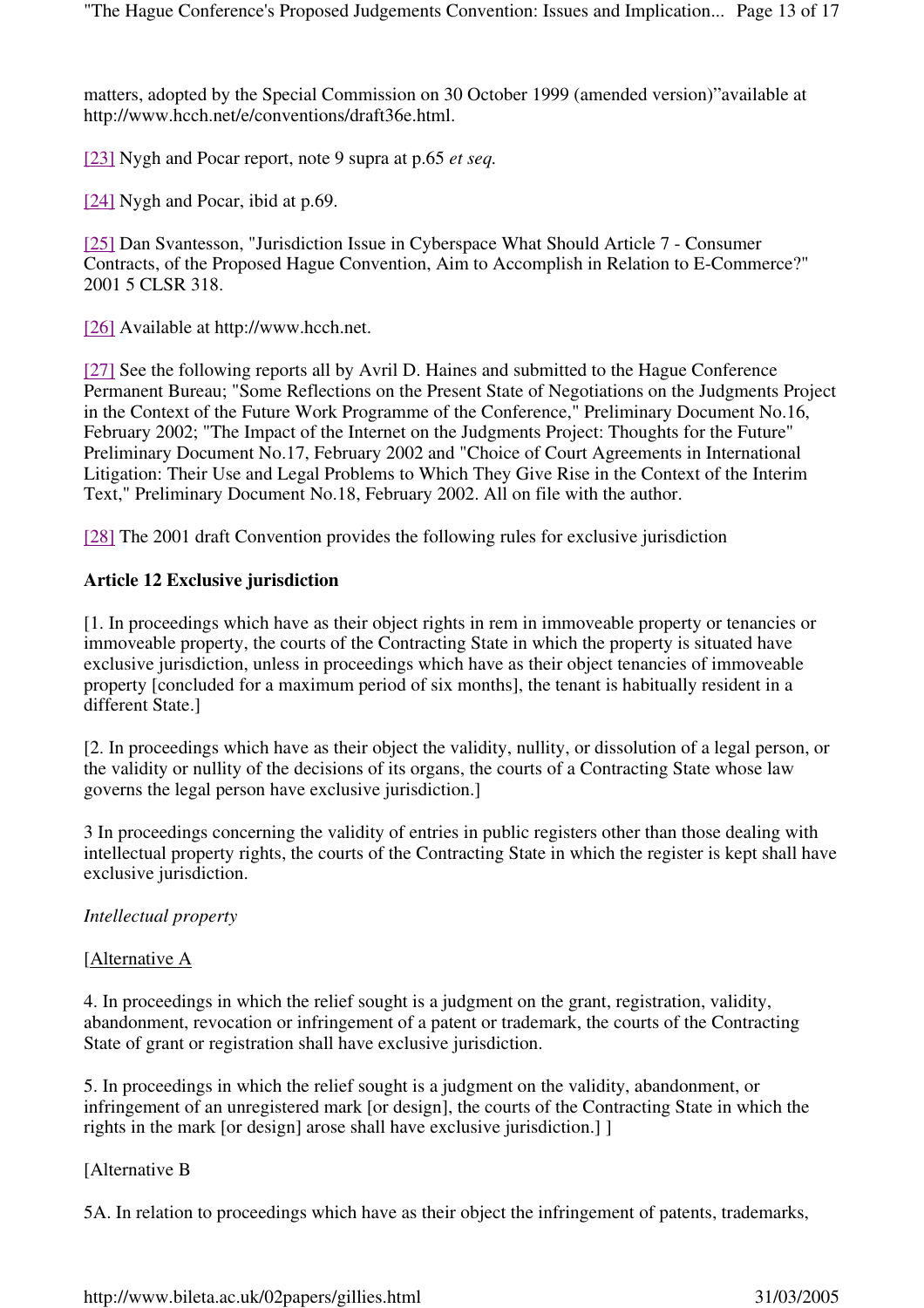matters, adopted by the Special Commission on 30 October 1999 (amended version)"available at http://www.hcch.net/e/conventions/draft36e.html.

[23] Nygh and Pocar report, note 9 supra at p.65 *et seq.*

[24] Nygh and Pocar, ibid at p.69.

[25] Dan Svantesson, "Jurisdiction Issue in Cyberspace What Should Article 7 - Consumer Contracts, of the Proposed Hague Convention, Aim to Accomplish in Relation to E-Commerce?" 2001 5 CLSR 318.

[26] Available at http://www.hcch.net.

[27] See the following reports all by Avril D. Haines and submitted to the Hague Conference Permanent Bureau; "Some Reflections on the Present State of Negotiations on the Judgments Project in the Context of the Future Work Programme of the Conference," Preliminary Document No.16, February 2002; "The Impact of the Internet on the Judgments Project: Thoughts for the Future" Preliminary Document No.17, February 2002 and "Choice of Court Agreements in International Litigation: Their Use and Legal Problems to Which They Give Rise in the Context of the Interim Text," Preliminary Document No.18, February 2002. All on file with the author.

[28] The 2001 draft Convention provides the following rules for exclusive jurisdiction

**Article 12 Exclusive jurisdiction**

[1. In proceedings which have as their object rights in rem in immoveable property or tenancies or immoveable property, the courts of the Contracting State in which the property is situated have exclusive jurisdiction, unless in proceedings which have as their object tenancies of immoveable property [concluded for a maximum period of six months], the tenant is habitually resident in a different State.]

[2. In proceedings which have as their object the validity, nullity, or dissolution of a legal person, or the validity or nullity of the decisions of its organs, the courts of a Contracting State whose law governs the legal person have exclusive jurisdiction.]

3 In proceedings concerning the validity of entries in public registers other than those dealing with intellectual property rights, the courts of the Contracting State in which the register is kept shall have exclusive jurisdiction.

*Intellectual property*

[Alternative A

4. In proceedings in which the relief sought is a judgment on the grant, registration, validity, abandonment, revocation or infringement of a patent or trademark, the courts of the Contracting State of grant or registration shall have exclusive jurisdiction.

5. In proceedings in which the relief sought is a judgment on the validity, abandonment, or infringement of an unregistered mark [or design], the courts of the Contracting State in which the rights in the mark [or design] arose shall have exclusive jurisdiction.] ]

[Alternative B

5A. In relation to proceedings which have as their object the infringement of patents, trademarks,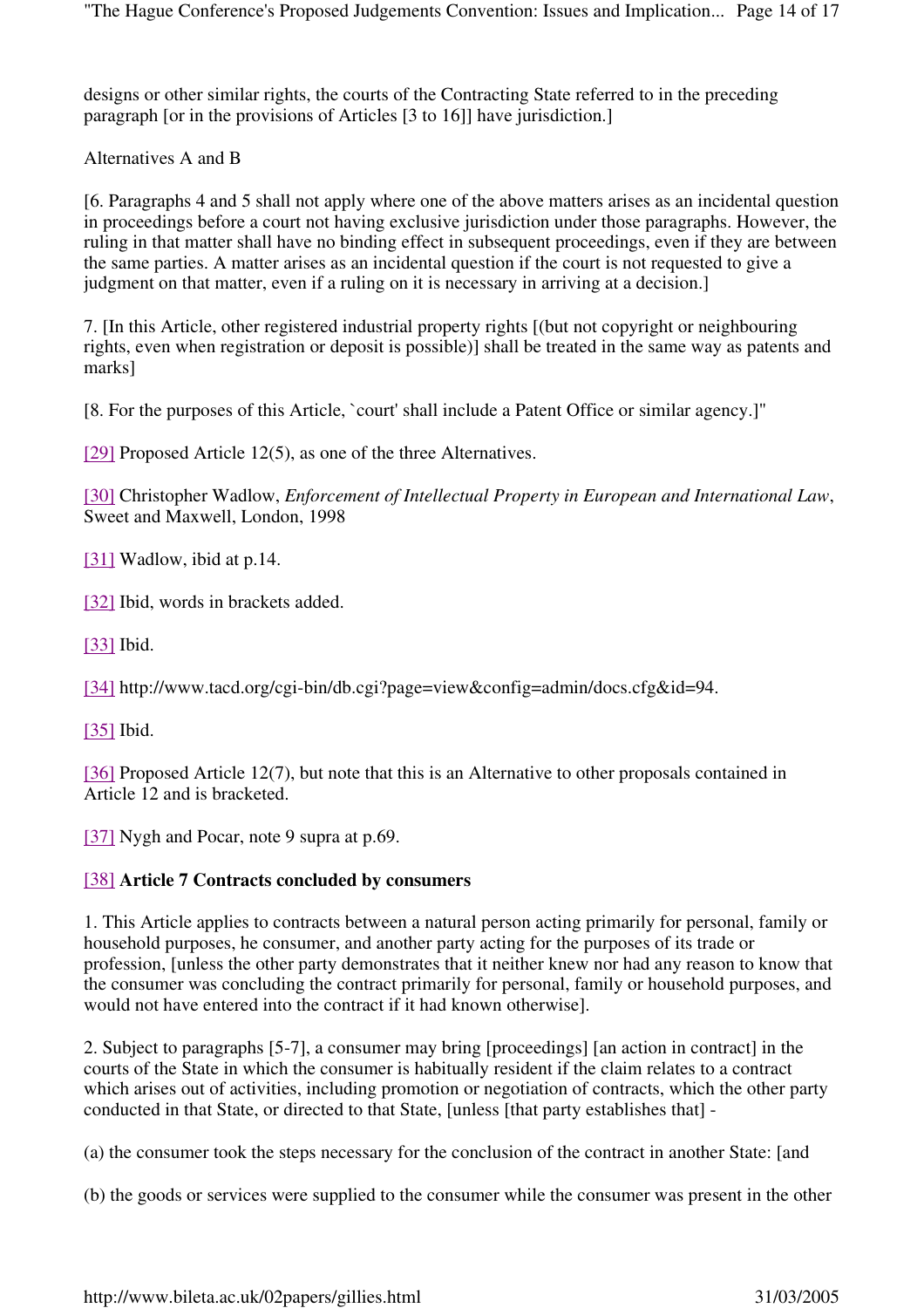designs or other similar rights, the courts of the Contracting State referred to in the preceding paragraph [or in the provisions of Articles [3 to 16]] have jurisdiction.]

Alternatives A and B

[6. Paragraphs 4 and 5 shall not apply where one of the above matters arises as an incidental question in proceedings before a court not having exclusive jurisdiction under those paragraphs. However, the ruling in that matter shall have no binding effect in subsequent proceedings, even if they are between the same parties. A matter arises as an incidental question if the court is not requested to give a judgment on that matter, even if a ruling on it is necessary in arriving at a decision.]

7. [In this Article, other registered industrial property rights [(but not copyright or neighbouring rights, even when registration or deposit is possible)] shall be treated in the same way as patents and marks]

[8. For the purposes of this Article, `court' shall include a Patent Office or similar agency.]"

[29] Proposed Article 12(5), as one of the three Alternatives.

[30] Christopher Wadlow, *Enforcement of Intellectual Property in European and International Law*, Sweet and Maxwell, London, 1998

[31] Wadlow, ibid at p.14.

[32] Ibid, words in brackets added.

[33] Ibid.

[34] http://www.tacd.org/cgi-bin/db.cgi?page=view&config=admin/docs.cfg&id=94.

[35] Ibid.

[36] Proposed Article 12(7), but note that this is an Alternative to other proposals contained in Article 12 and is bracketed.

[37] Nygh and Pocar, note 9 supra at p.69.

[38] **Article 7 Contracts concluded by consumers**

1. This Article applies to contracts between a natural person acting primarily for personal, family or household purposes, he consumer, and another party acting for the purposes of its trade or profession, [unless the other party demonstrates that it neither knew nor had any reason to know that the consumer was concluding the contract primarily for personal, family or household purposes, and would not have entered into the contract if it had known otherwise].

2. Subject to paragraphs [5-7], a consumer may bring [proceedings] [an action in contract] in the courts of the State in which the consumer is habitually resident if the claim relates to a contract which arises out of activities, including promotion or negotiation of contracts, which the other party conducted in that State, or directed to that State, [unless [that party establishes that] -

(a) the consumer took the steps necessary for the conclusion of the contract in another State: [and

(b) the goods or services were supplied to the consumer while the consumer was present in the other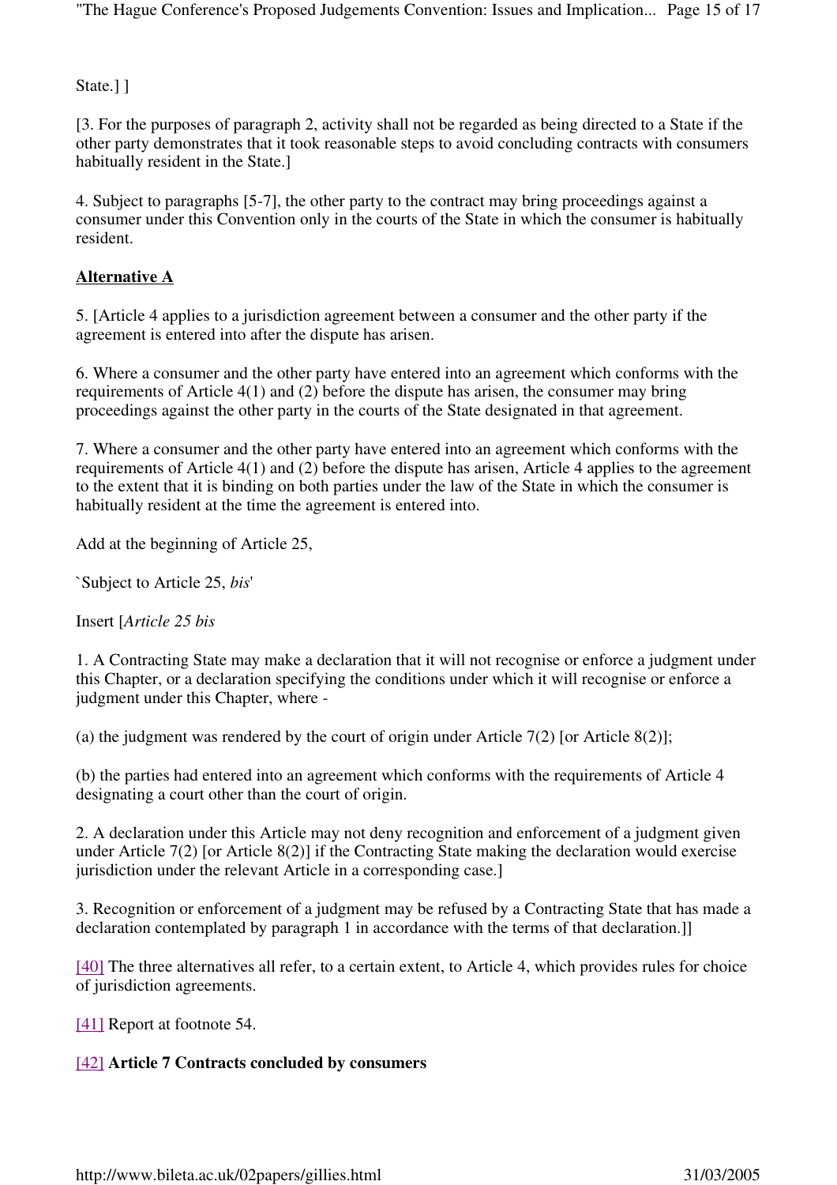State.] ]

[3. For the purposes of paragraph 2, activity shall not be regarded as being directed to a State if the other party demonstrates that it took reasonable steps to avoid concluding contracts with consumers habitually resident in the State.]

4. Subject to paragraphs [5-7], the other party to the contract may bring proceedings against a consumer under this Convention only in the courts of the State in which the consumer is habitually resident.

**Alternative A**

5. [Article 4 applies to a jurisdiction agreement between a consumer and the other party if the agreement is entered into after the dispute has arisen.

6. Where a consumer and the other party have entered into an agreement which conforms with the requirements of Article 4(1) and (2) before the dispute has arisen, the consumer may bring proceedings against the other party in the courts of the State designated in that agreement.

7. Where a consumer and the other party have entered into an agreement which conforms with the requirements of Article 4(1) and (2) before the dispute has arisen, Article 4 applies to the agreement to the extent that it is binding on both parties under the law of the State in which the consumer is habitually resident at the time the agreement is entered into.

Add at the beginning of Article 25,

`Subject to Article 25, *bis*'

Insert [*Article 25 bis*

1. A Contracting State may make a declaration that it will not recognise or enforce a judgment under this Chapter, or a declaration specifying the conditions under which it will recognise or enforce a judgment under this Chapter, where -

(a) the judgment was rendered by the court of origin under Article 7(2) [or Article 8(2)];

(b) the parties had entered into an agreement which conforms with the requirements of Article 4 designating a court other than the court of origin.

2. A declaration under this Article may not deny recognition and enforcement of a judgment given under Article 7(2) [or Article 8(2)] if the Contracting State making the declaration would exercise jurisdiction under the relevant Article in a corresponding case.]

3. Recognition or enforcement of a judgment may be refused by a Contracting State that has made a declaration contemplated by paragraph 1 in accordance with the terms of that declaration.]]

[40] The three alternatives all refer, to a certain extent, to Article 4, which provides rules for choice of jurisdiction agreements.

[41] Report at footnote 54.

[42] **Article 7 Contracts concluded by consumers**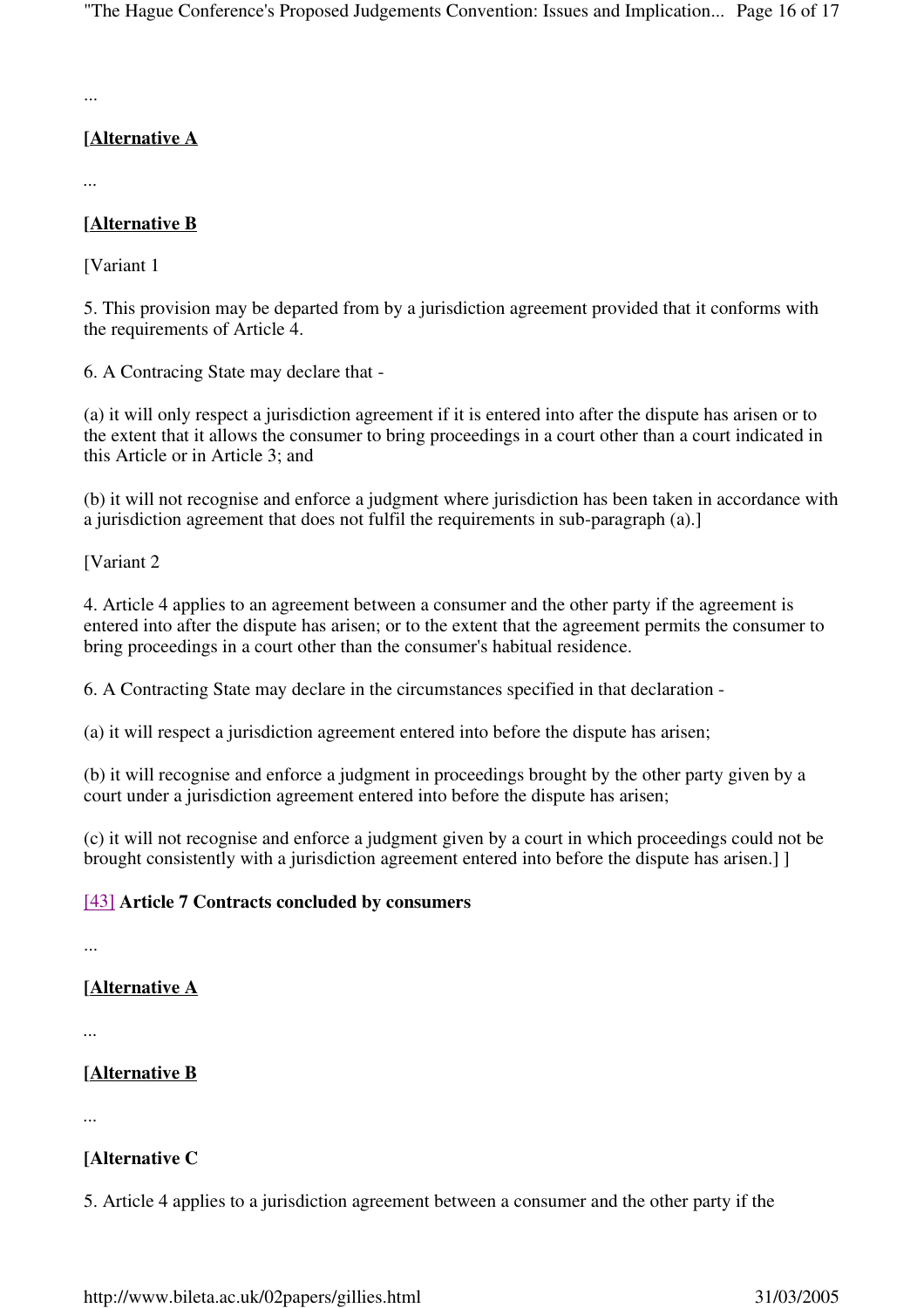...

**[Alternative A**

...

**[Alternative B**

[Variant 1

5. This provision may be departed from by a jurisdiction agreement provided that it conforms with the requirements of Article 4.

6. A Contracing State may declare that -

(a) it will only respect a jurisdiction agreement if it is entered into after the dispute has arisen or to the extent that it allows the consumer to bring proceedings in a court other than a court indicated in this Article or in Article 3; and

(b) it will not recognise and enforce a judgment where jurisdiction has been taken in accordance with a jurisdiction agreement that does not fulfil the requirements in sub-paragraph (a).]

[Variant 2

4. Article 4 applies to an agreement between a consumer and the other party if the agreement is entered into after the dispute has arisen; or to the extent that the agreement permits the consumer to bring proceedings in a court other than the consumer's habitual residence.

6. A Contracting State may declare in the circumstances specified in that declaration -

(a) it will respect a jurisdiction agreement entered into before the dispute has arisen;

(b) it will recognise and enforce a judgment in proceedings brought by the other party given by a court under a jurisdiction agreement entered into before the dispute has arisen;

(c) it will not recognise and enforce a judgment given by a court in which proceedings could not be brought consistently with a jurisdiction agreement entered into before the dispute has arisen.] ]

[43] **Article 7 Contracts concluded by consumers**

...

**[Alternative A**

...

**[Alternative B**

...

**[Alternative C**

5. Article 4 applies to a jurisdiction agreement between a consumer and the other party if the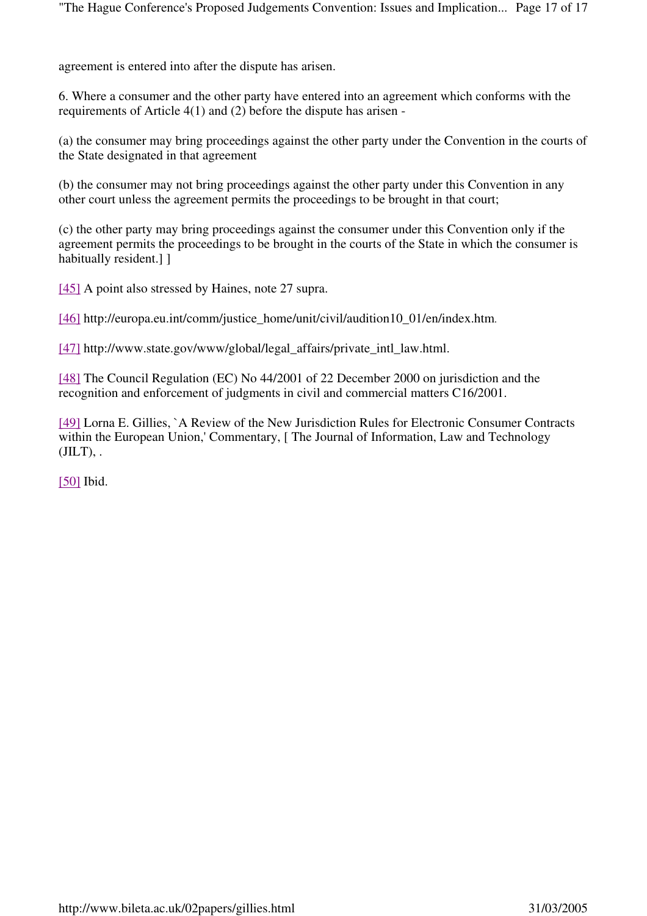agreement is entered into after the dispute has arisen.

6. Where a consumer and the other party have entered into an agreement which conforms with the requirements of Article 4(1) and (2) before the dispute has arisen -

(a) the consumer may bring proceedings against the other party under the Convention in the courts of the State designated in that agreement

(b) the consumer may not bring proceedings against the other party under this Convention in any other court unless the agreement permits the proceedings to be brought in that court;

(c) the other party may bring proceedings against the consumer under this Convention only if the agreement permits the proceedings to be brought in the courts of the State in which the consumer is habitually resident.] ]

[45] A point also stressed by Haines, note 27 supra.

[46] http://europa.eu.int/comm/justice_home/unit/civil/audition10_01/en/index.htm.

[47] http://www.state.gov/www/global/legal_affairs/private_intl_law.html.

[48] The Council Regulation (EC) No 44/2001 of 22 December 2000 on jurisdiction and the recognition and enforcement of judgments in civil and commercial matters C16/2001.

[49] Lorna E. Gillies, `A Review of the New Jurisdiction Rules for Electronic Consumer Contracts within the European Union,' Commentary, [ The Journal of Information, Law and Technology (JILT), .

[50] Ibid.